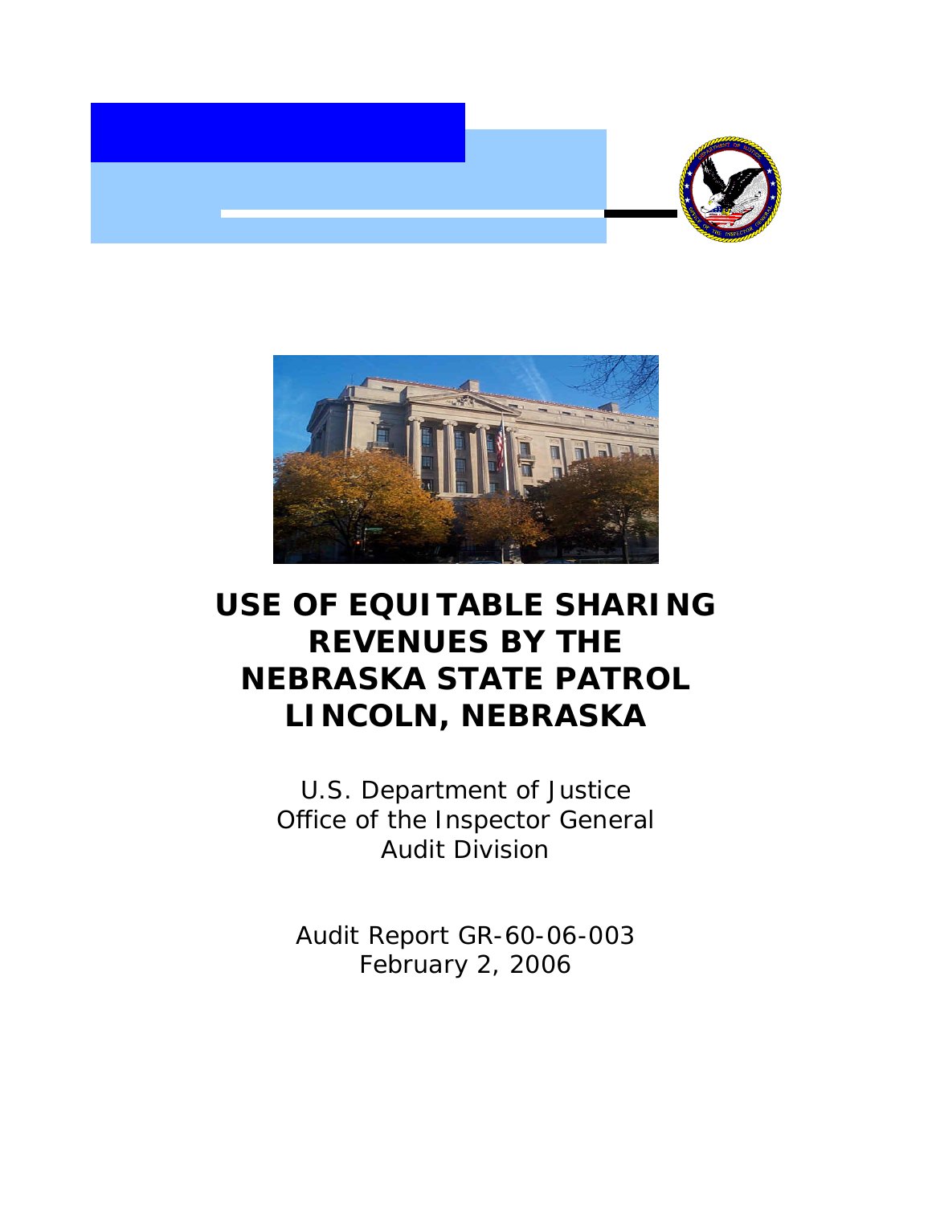# USE OF EQUITABLE SHARING REVENUES BY THE NEBRASKA STATE PATROL LINCOLN, NEBRASKA

U.S. Department of Justice
Office of the Inspector General
Audit Division

Audit Report GR-60-06-003
February 2, 2006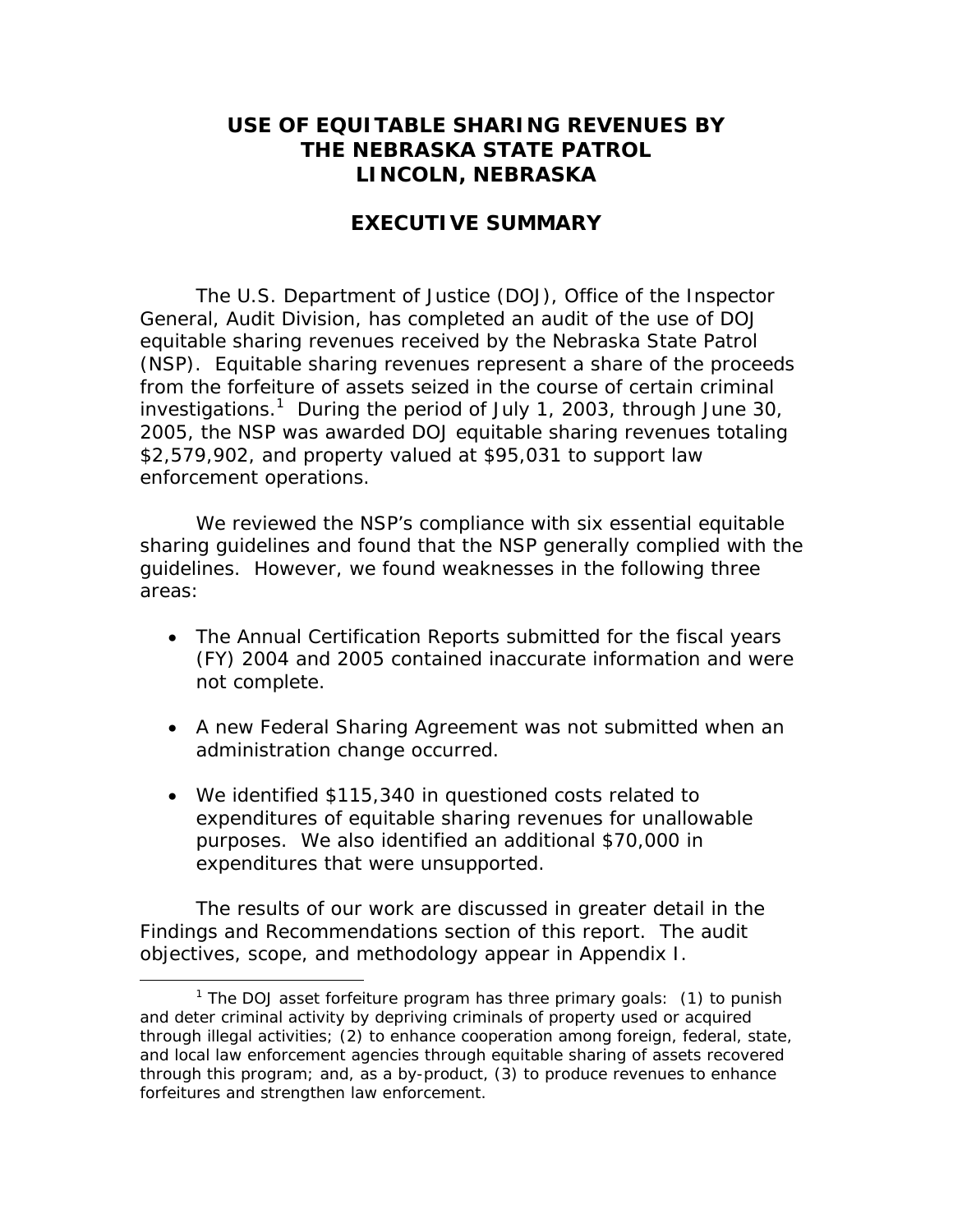# USE OF EQUITABLE SHARING REVENUES BY THE NEBRASKA STATE PATROL LINCOLN, NEBRASKA

## EXECUTIVE SUMMARY

The U.S. Department of Justice (DOJ), Office of the Inspector General, Audit Division, has completed an audit of the use of DOJ equitable sharing revenues received by the Nebraska State Patrol (NSP). Equitable sharing revenues represent a share of the proceeds from the forfeiture of assets seized in the course of certain criminal investigations.[1] During the period of July 1, 2003, through June 30, 2005, the NSP was awarded DOJ equitable sharing revenues totaling $2,579,902, and property valued at $95,031 to support law enforcement operations.

We reviewed the NSP's compliance with six essential equitable sharing guidelines and found that the NSP generally complied with the guidelines. However, we found weaknesses in the following three areas:

- The Annual Certification Reports submitted for the fiscal years (FY) 2004 and 2005 contained inaccurate information and were not complete.
- A new Federal Sharing Agreement was not submitted when an administration change occurred.
- We identified $115,340 in questioned costs related to expenditures of equitable sharing revenues for unallowable purposes. We also identified an additional $70,000 in expenditures that were unsupported.

The results of our work are discussed in greater detail in the Findings and Recommendations section of this report. The audit objectives, scope, and methodology appear in Appendix I.

[1] The DOJ asset forfeiture program has three primary goals: (1) to punish and deter criminal activity by depriving criminals of property used or acquired through illegal activities; (2) to enhance cooperation among foreign, federal, state, and local law enforcement agencies through equitable sharing of assets recovered through this program; and, as a by-product, (3) to produce revenues to enhance forfeitures and strengthen law enforcement.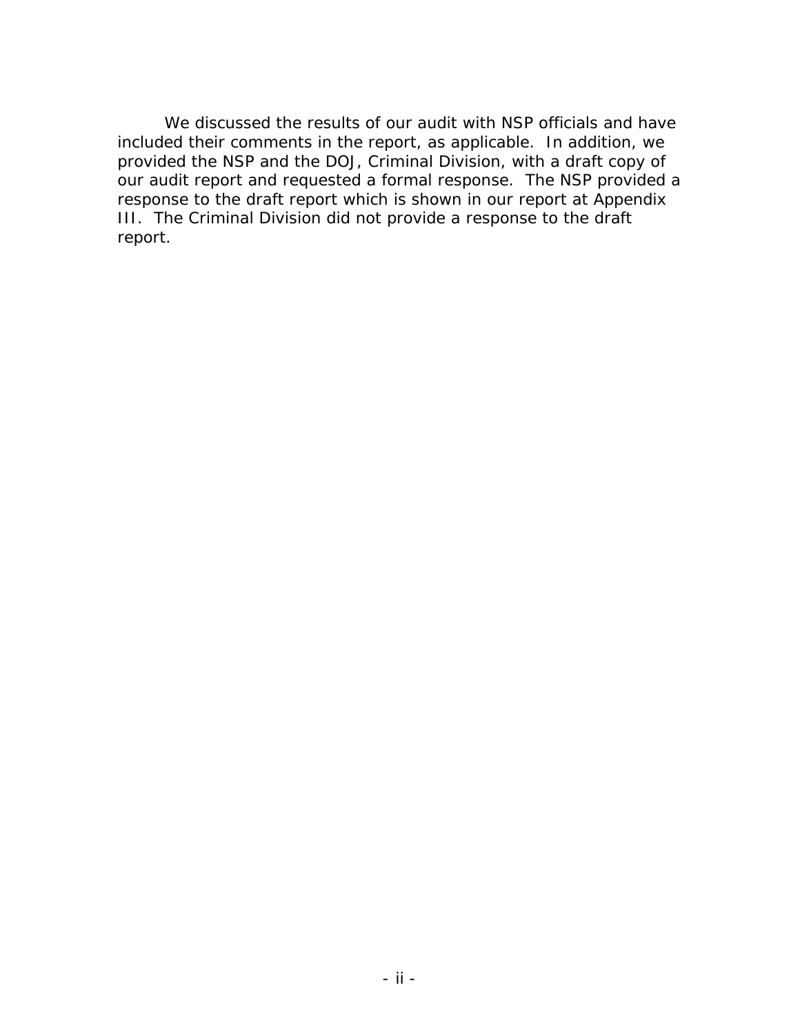We discussed the results of our audit with NSP officials and have included their comments in the report, as applicable. In addition, we provided the NSP and the DOJ, Criminal Division, with a draft copy of our audit report and requested a formal response. The NSP provided a response to the draft report which is shown in our report at Appendix III. The Criminal Division did not provide a response to the draft report.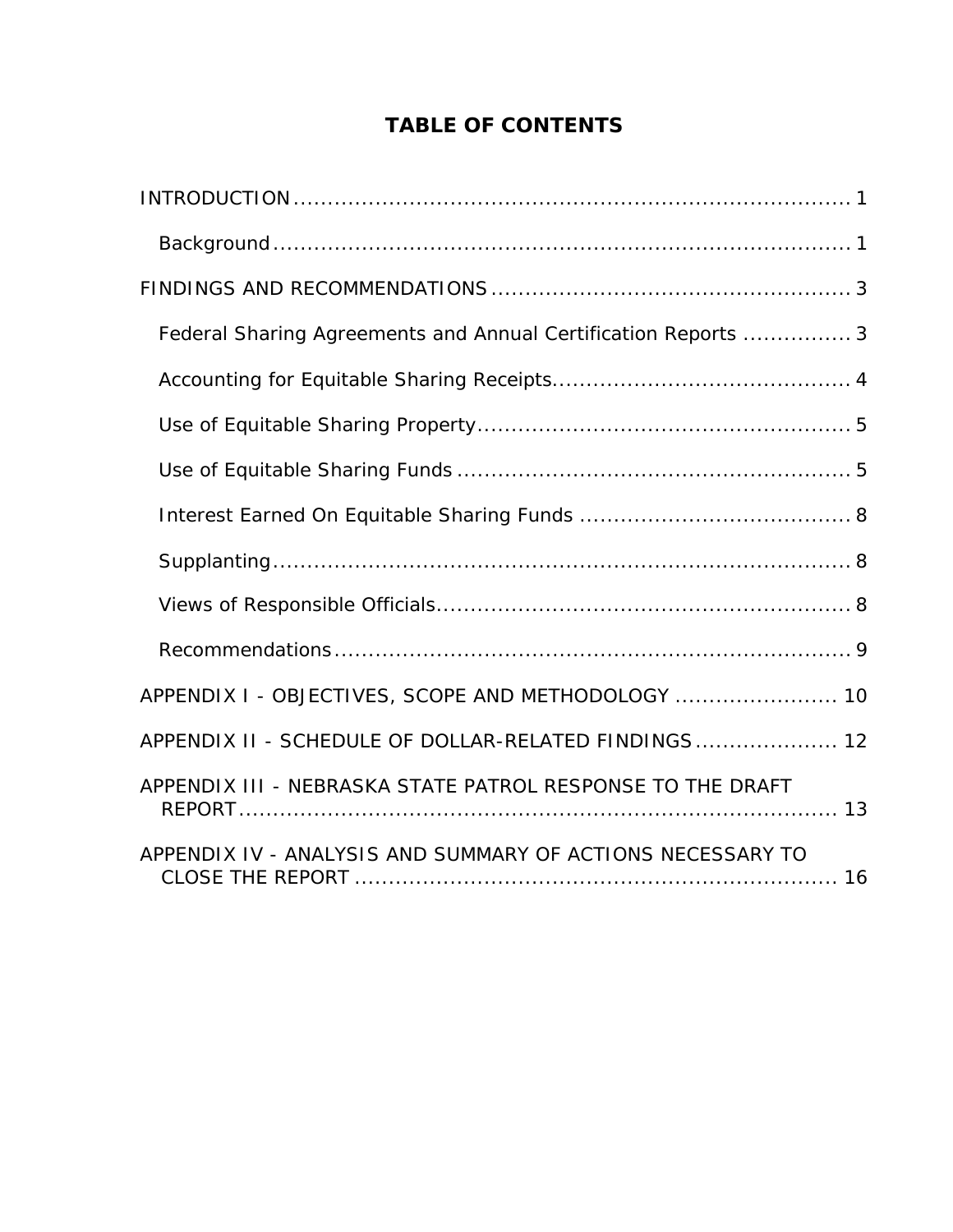# TABLE OF CONTENTS

INTRODUCTION ........................................................................... 1

- Background ........................................................................... 1

FINDINGS AND RECOMMENDATIONS ..................................................... 3

- Federal Sharing Agreements and Annual Certification Reports ................ 3
- Accounting for Equitable Sharing Receipts............................................ 4
- Use of Equitable Sharing Property....................................................... 5
- Use of Equitable Sharing Funds .......................................................... 5
- Interest Earned On Equitable Sharing Funds ........................................ 8
- Supplanting........................................................................... 8
- Views of Responsible Officials............................................................ 8
- Recommendations........................................................................... 9

APPENDIX I - OBJECTIVES, SCOPE AND METHODOLOGY ........................ 10

APPENDIX II - SCHEDULE OF DOLLAR-RELATED FINDINGS ..................... 12

APPENDIX III - NEBRASKA STATE PATROL RESPONSE TO THE DRAFT REPORT ........................................................................... 13

APPENDIX IV - ANALYSIS AND SUMMARY OF ACTIONS NECESSARY TO CLOSE THE REPORT ........................................................................... 16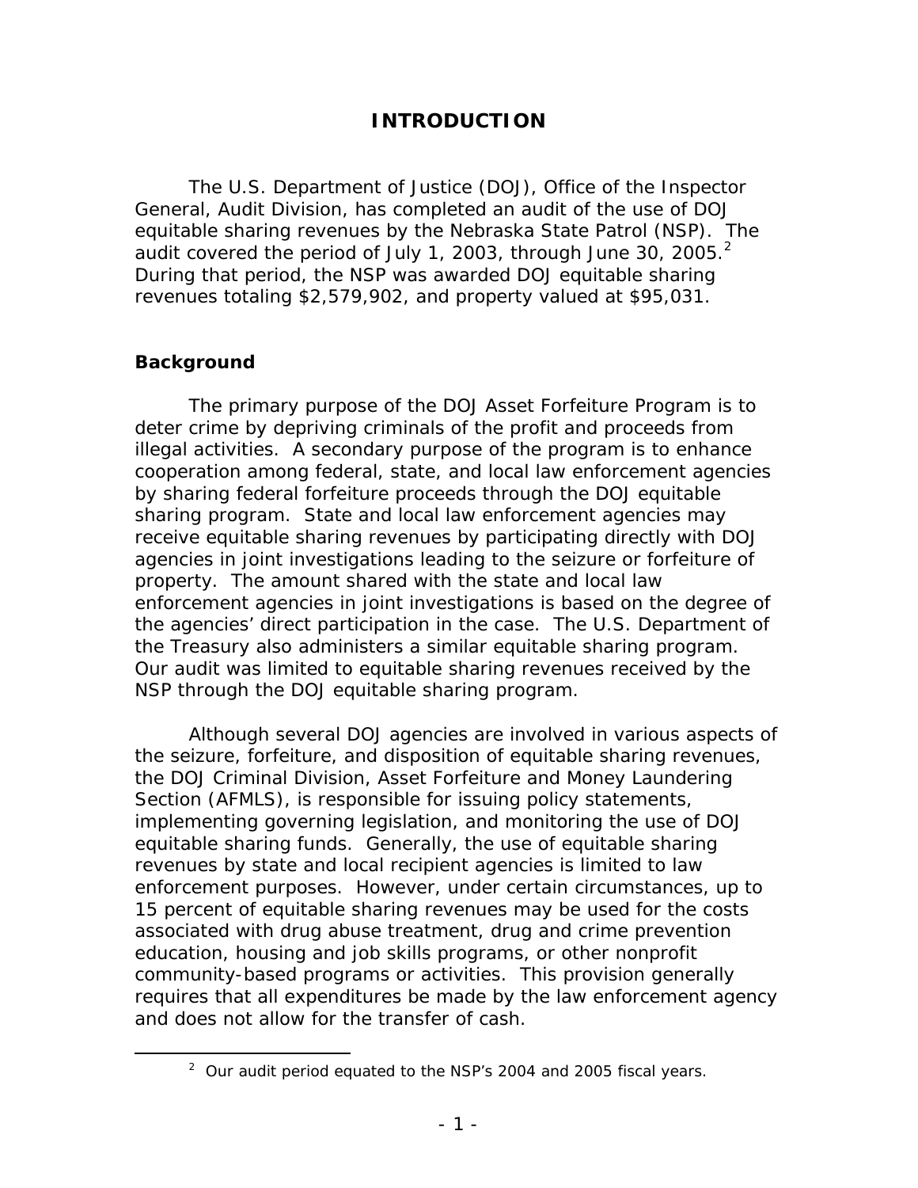# INTRODUCTION

The U.S. Department of Justice (DOJ), Office of the Inspector General, Audit Division, has completed an audit of the use of DOJ equitable sharing revenues by the Nebraska State Patrol (NSP). The audit covered the period of July 1, 2003, through June 30, 2005.[2] During that period, the NSP was awarded DOJ equitable sharing revenues totaling $2,579,902, and property valued at $95,031.

## Background

The primary purpose of the DOJ Asset Forfeiture Program is to deter crime by depriving criminals of the profit and proceeds from illegal activities. A secondary purpose of the program is to enhance cooperation among federal, state, and local law enforcement agencies by sharing federal forfeiture proceeds through the DOJ equitable sharing program. State and local law enforcement agencies may receive equitable sharing revenues by participating directly with DOJ agencies in joint investigations leading to the seizure or forfeiture of property. The amount shared with the state and local law enforcement agencies in joint investigations is based on the degree of the agencies' direct participation in the case. The U.S. Department of the Treasury also administers a similar equitable sharing program. Our audit was limited to equitable sharing revenues received by the NSP through the DOJ equitable sharing program.

Although several DOJ agencies are involved in various aspects of the seizure, forfeiture, and disposition of equitable sharing revenues, the DOJ Criminal Division, Asset Forfeiture and Money Laundering Section (AFMLS), is responsible for issuing policy statements, implementing governing legislation, and monitoring the use of DOJ equitable sharing funds. Generally, the use of equitable sharing revenues by state and local recipient agencies is limited to law enforcement purposes. However, under certain circumstances, up to 15 percent of equitable sharing revenues may be used for the costs associated with drug abuse treatment, drug and crime prevention education, housing and job skills programs, or other nonprofit community-based programs or activities. This provision generally requires that all expenditures be made by the law enforcement agency and does not allow for the transfer of cash.

[2] Our audit period equated to the NSP's 2004 and 2005 fiscal years.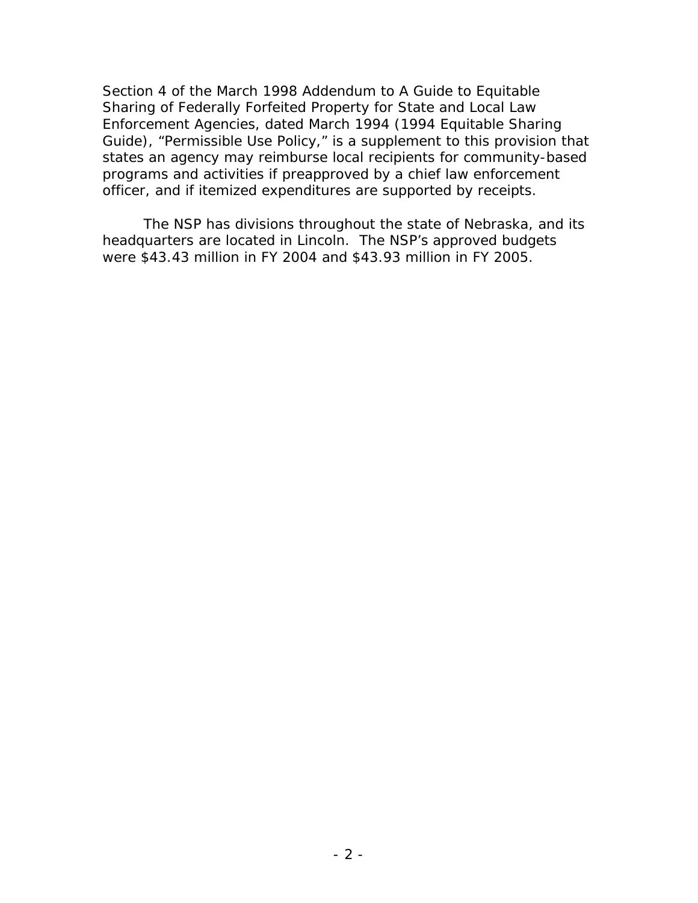Section 4 of the March 1998 Addendum to A Guide to Equitable Sharing of Federally Forfeited Property for State and Local Law Enforcement Agencies, dated March 1994 (1994 Equitable Sharing Guide), "Permissible Use Policy," is a supplement to this provision that states an agency may reimburse local recipients for community-based programs and activities if preapproved by a chief law enforcement officer, and if itemized expenditures are supported by receipts.

The NSP has divisions throughout the state of Nebraska, and its headquarters are located in Lincoln. The NSP's approved budgets were $43.43 million in FY 2004 and $43.93 million in FY 2005.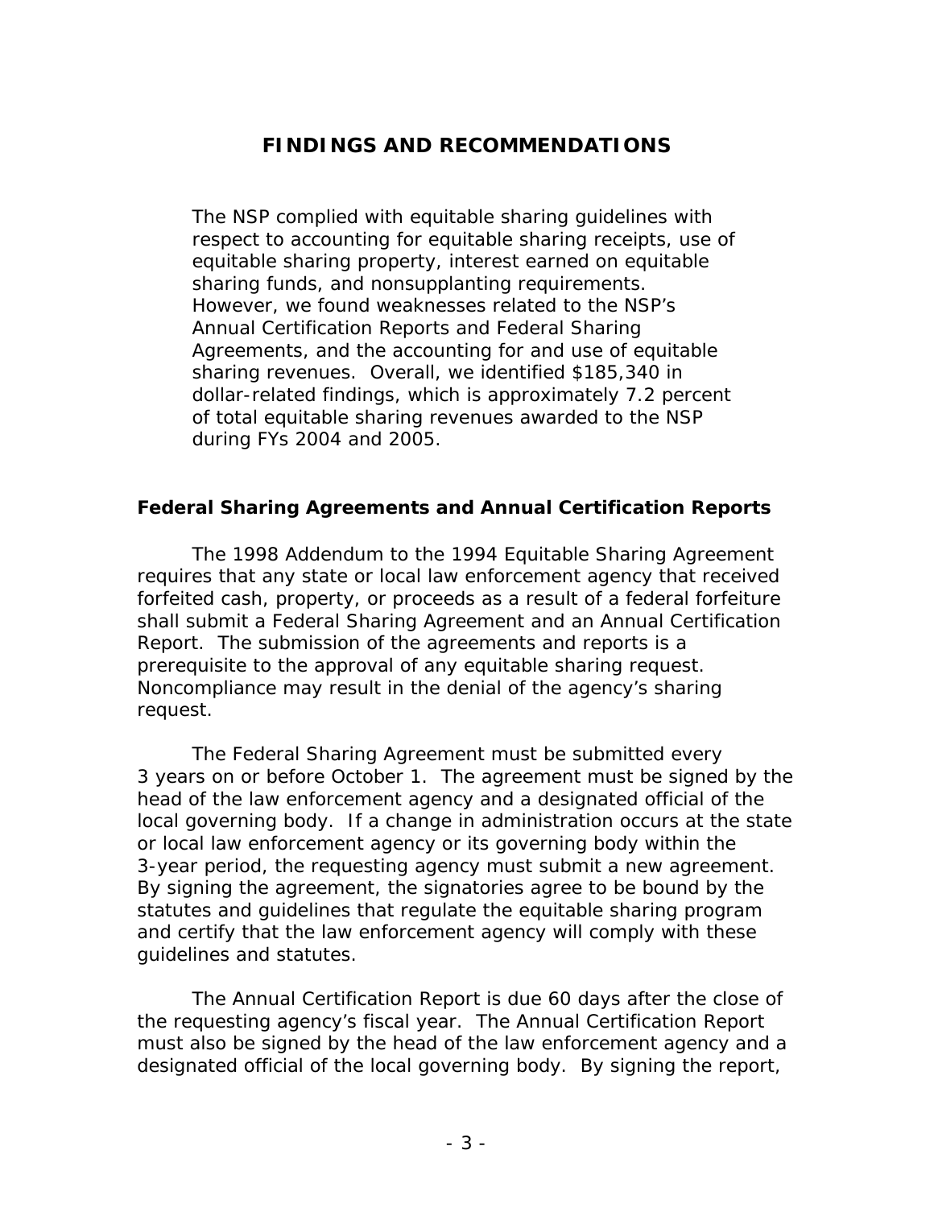# FINDINGS AND RECOMMENDATIONS

> The NSP complied with equitable sharing guidelines with respect to accounting for equitable sharing receipts, use of equitable sharing property, interest earned on equitable sharing funds, and nonsupplanting requirements. However, we found weaknesses related to the NSP's Annual Certification Reports and Federal Sharing Agreements, and the accounting for and use of equitable sharing revenues. Overall, we identified $185,340 in dollar-related findings, which is approximately 7.2 percent of total equitable sharing revenues awarded to the NSP during FYs 2004 and 2005.

## Federal Sharing Agreements and Annual Certification Reports

The 1998 Addendum to the 1994 Equitable Sharing Agreement requires that any state or local law enforcement agency that received forfeited cash, property, or proceeds as a result of a federal forfeiture shall submit a Federal Sharing Agreement and an Annual Certification Report. The submission of the agreements and reports is a prerequisite to the approval of any equitable sharing request. Noncompliance may result in the denial of the agency's sharing request.

The Federal Sharing Agreement must be submitted every 3 years on or before October 1. The agreement must be signed by the head of the law enforcement agency and a designated official of the local governing body. If a change in administration occurs at the state or local law enforcement agency or its governing body within the 3-year period, the requesting agency must submit a new agreement. By signing the agreement, the signatories agree to be bound by the statutes and guidelines that regulate the equitable sharing program and certify that the law enforcement agency will comply with these guidelines and statutes.

The Annual Certification Report is due 60 days after the close of the requesting agency's fiscal year. The Annual Certification Report must also be signed by the head of the law enforcement agency and a designated official of the local governing body. By signing the report,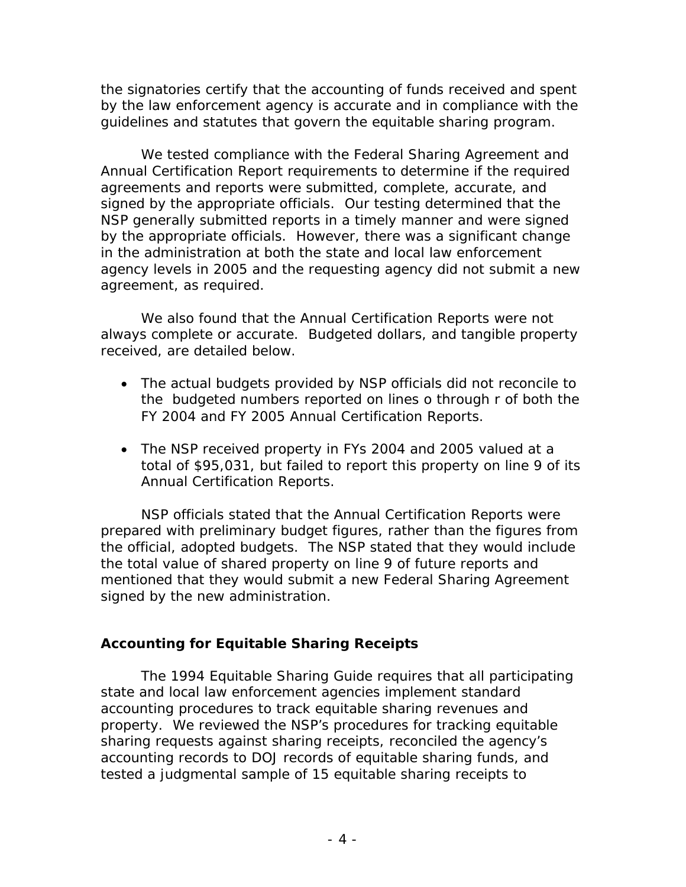the signatories certify that the accounting of funds received and spent by the law enforcement agency is accurate and in compliance with the guidelines and statutes that govern the equitable sharing program.

We tested compliance with the Federal Sharing Agreement and Annual Certification Report requirements to determine if the required agreements and reports were submitted, complete, accurate, and signed by the appropriate officials. Our testing determined that the NSP generally submitted reports in a timely manner and were signed by the appropriate officials. However, there was a significant change in the administration at both the state and local law enforcement agency levels in 2005 and the requesting agency did not submit a new agreement, as required.

We also found that the Annual Certification Reports were not always complete or accurate. Budgeted dollars, and tangible property received, are detailed below.

- The actual budgets provided by NSP officials did not reconcile to the budgeted numbers reported on lines o through r of both the FY 2004 and FY 2005 Annual Certification Reports.
- The NSP received property in FYs 2004 and 2005 valued at a total of $95,031, but failed to report this property on line 9 of its Annual Certification Reports.

NSP officials stated that the Annual Certification Reports were prepared with preliminary budget figures, rather than the figures from the official, adopted budgets. The NSP stated that they would include the total value of shared property on line 9 of future reports and mentioned that they would submit a new Federal Sharing Agreement signed by the new administration.

### Accounting for Equitable Sharing Receipts

The 1994 Equitable Sharing Guide requires that all participating state and local law enforcement agencies implement standard accounting procedures to track equitable sharing revenues and property. We reviewed the NSP's procedures for tracking equitable sharing requests against sharing receipts, reconciled the agency's accounting records to DOJ records of equitable sharing funds, and tested a judgmental sample of 15 equitable sharing receipts to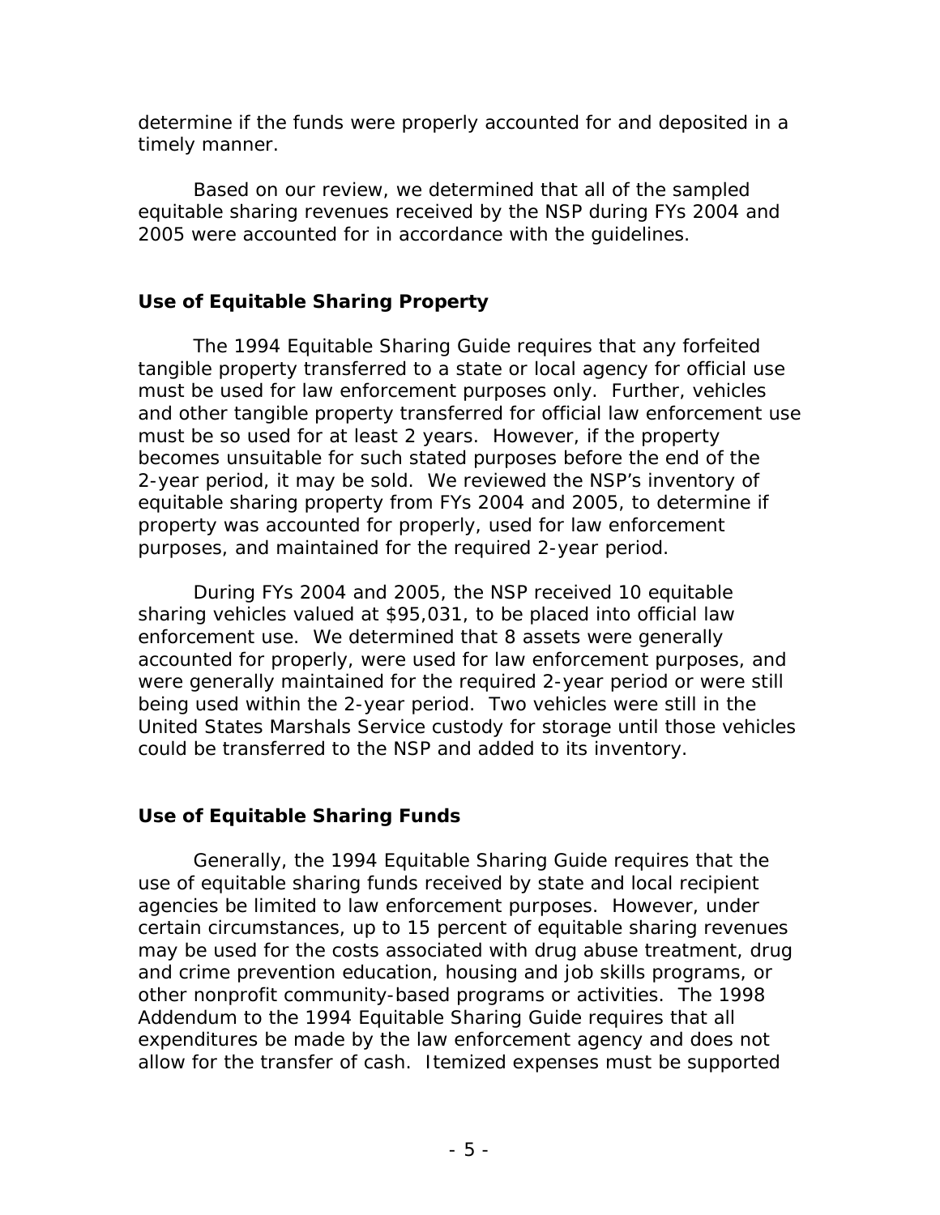determine if the funds were properly accounted for and deposited in a timely manner.

Based on our review, we determined that all of the sampled equitable sharing revenues received by the NSP during FYs 2004 and 2005 were accounted for in accordance with the guidelines.

### Use of Equitable Sharing Property

The 1994 Equitable Sharing Guide requires that any forfeited tangible property transferred to a state or local agency for official use must be used for law enforcement purposes only. Further, vehicles and other tangible property transferred for official law enforcement use must be so used for at least 2 years. However, if the property becomes unsuitable for such stated purposes before the end of the 2-year period, it may be sold. We reviewed the NSP's inventory of equitable sharing property from FYs 2004 and 2005, to determine if property was accounted for properly, used for law enforcement purposes, and maintained for the required 2-year period.

During FYs 2004 and 2005, the NSP received 10 equitable sharing vehicles valued at $95,031, to be placed into official law enforcement use. We determined that 8 assets were generally accounted for properly, were used for law enforcement purposes, and were generally maintained for the required 2-year period or were still being used within the 2-year period. Two vehicles were still in the United States Marshals Service custody for storage until those vehicles could be transferred to the NSP and added to its inventory.

### Use of Equitable Sharing Funds

Generally, the 1994 Equitable Sharing Guide requires that the use of equitable sharing funds received by state and local recipient agencies be limited to law enforcement purposes. However, under certain circumstances, up to 15 percent of equitable sharing revenues may be used for the costs associated with drug abuse treatment, drug and crime prevention education, housing and job skills programs, or other nonprofit community-based programs or activities. The 1998 Addendum to the 1994 Equitable Sharing Guide requires that all expenditures be made by the law enforcement agency and does not allow for the transfer of cash. Itemized expenses must be supported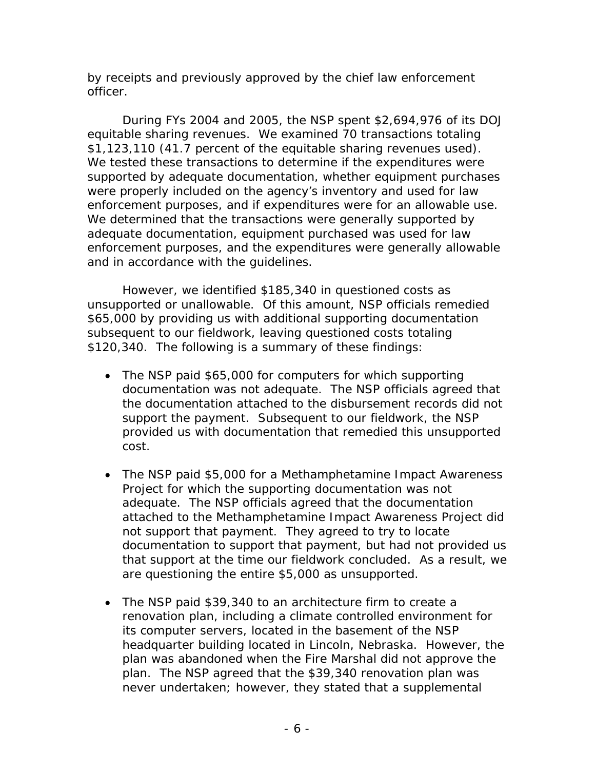by receipts and previously approved by the chief law enforcement officer.

During FYs 2004 and 2005, the NSP spent $2,694,976 of its DOJ equitable sharing revenues. We examined 70 transactions totaling $1,123,110 (41.7 percent of the equitable sharing revenues used). We tested these transactions to determine if the expenditures were supported by adequate documentation, whether equipment purchases were properly included on the agency's inventory and used for law enforcement purposes, and if expenditures were for an allowable use. We determined that the transactions were generally supported by adequate documentation, equipment purchased was used for law enforcement purposes, and the expenditures were generally allowable and in accordance with the guidelines.

However, we identified $185,340 in questioned costs as unsupported or unallowable. Of this amount, NSP officials remedied $65,000 by providing us with additional supporting documentation subsequent to our fieldwork, leaving questioned costs totaling $120,340. The following is a summary of these findings:

- The NSP paid $65,000 for computers for which supporting documentation was not adequate. The NSP officials agreed that the documentation attached to the disbursement records did not support the payment. Subsequent to our fieldwork, the NSP provided us with documentation that remedied this unsupported cost.

- The NSP paid $5,000 for a Methamphetamine Impact Awareness Project for which the supporting documentation was not adequate. The NSP officials agreed that the documentation attached to the Methamphetamine Impact Awareness Project did not support that payment. They agreed to try to locate documentation to support that payment, but had not provided us that support at the time our fieldwork concluded. As a result, we are questioning the entire $5,000 as unsupported.

- The NSP paid $39,340 to an architecture firm to create a renovation plan, including a climate controlled environment for its computer servers, located in the basement of the NSP headquarter building located in Lincoln, Nebraska. However, the plan was abandoned when the Fire Marshal did not approve the plan. The NSP agreed that the $39,340 renovation plan was never undertaken; however, they stated that a supplemental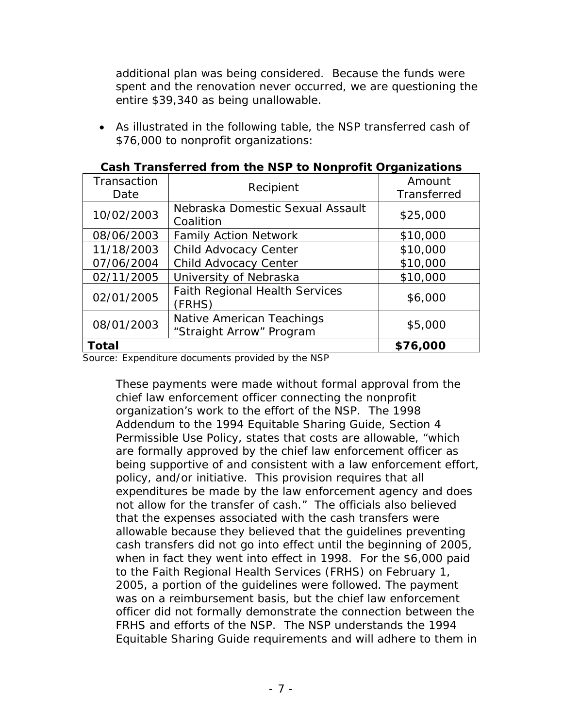additional plan was being considered. Because the funds were spent and the renovation never occurred, we are questioning the entire $39,340 as being unallowable.

- As illustrated in the following table, the NSP transferred cash of $76,000 to nonprofit organizations:

**Cash Transferred from the NSP to Nonprofit Organizations**

| Transaction Date | Recipient | Amount Transferred |
|---|---|---|
| 10/02/2003 | Nebraska Domestic Sexual Assault Coalition | $25,000 |
| 08/06/2003 | Family Action Network | $10,000 |
| 11/18/2003 | Child Advocacy Center | $10,000 |
| 07/06/2004 | Child Advocacy Center | $10,000 |
| 02/11/2005 | University of Nebraska | $10,000 |
| 02/01/2005 | Faith Regional Health Services (FRHS) | $6,000 |
| 08/01/2003 | Native American Teachings "Straight Arrow" Program | $5,000 |
| **Total** | | **$76,000** |

Source: Expenditure documents provided by the NSP

These payments were made without formal approval from the chief law enforcement officer connecting the nonprofit organization's work to the effort of the NSP. The 1998 Addendum to the 1994 Equitable Sharing Guide, Section 4 Permissible Use Policy, states that costs are allowable, "which are formally approved by the chief law enforcement officer as being supportive of and consistent with a law enforcement effort, policy, and/or initiative. This provision requires that all expenditures be made by the law enforcement agency and does not allow for the transfer of cash." The officials also believed that the expenses associated with the cash transfers were allowable because they believed that the guidelines preventing cash transfers did not go into effect until the beginning of 2005, when in fact they went into effect in 1998. For the $6,000 paid to the Faith Regional Health Services (FRHS) on February 1, 2005, a portion of the guidelines were followed. The payment was on a reimbursement basis, but the chief law enforcement officer did not formally demonstrate the connection between the FRHS and efforts of the NSP. The NSP understands the 1994 Equitable Sharing Guide requirements and will adhere to them in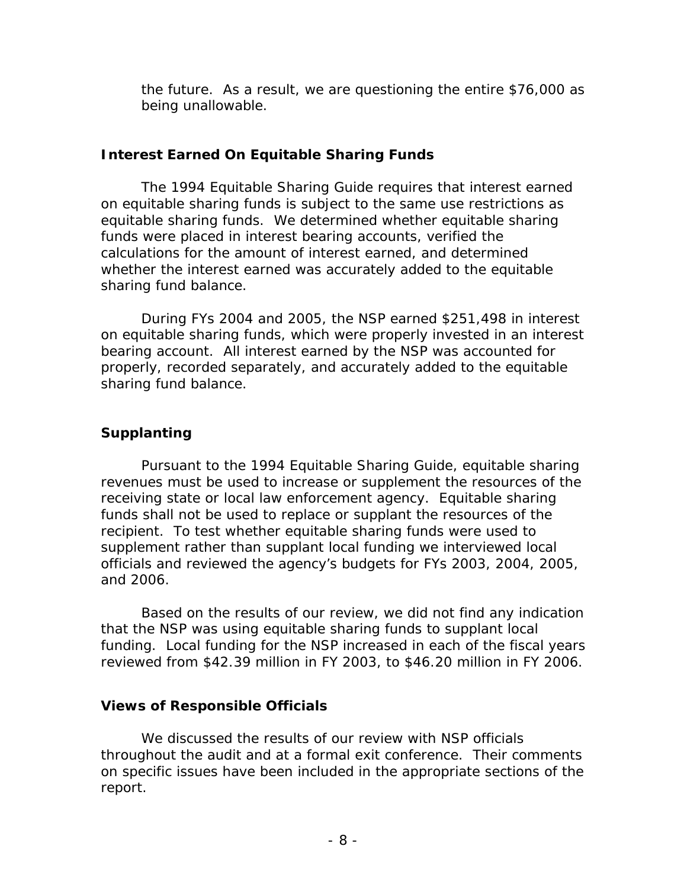the future. As a result, we are questioning the entire $76,000 as being unallowable.

### Interest Earned On Equitable Sharing Funds

The 1994 Equitable Sharing Guide requires that interest earned on equitable sharing funds is subject to the same use restrictions as equitable sharing funds. We determined whether equitable sharing funds were placed in interest bearing accounts, verified the calculations for the amount of interest earned, and determined whether the interest earned was accurately added to the equitable sharing fund balance.

During FYs 2004 and 2005, the NSP earned $251,498 in interest on equitable sharing funds, which were properly invested in an interest bearing account. All interest earned by the NSP was accounted for properly, recorded separately, and accurately added to the equitable sharing fund balance.

### Supplanting

Pursuant to the 1994 Equitable Sharing Guide, equitable sharing revenues must be used to increase or supplement the resources of the receiving state or local law enforcement agency. Equitable sharing funds shall not be used to replace or supplant the resources of the recipient. To test whether equitable sharing funds were used to supplement rather than supplant local funding we interviewed local officials and reviewed the agency's budgets for FYs 2003, 2004, 2005, and 2006.

Based on the results of our review, we did not find any indication that the NSP was using equitable sharing funds to supplant local funding. Local funding for the NSP increased in each of the fiscal years reviewed from $42.39 million in FY 2003, to $46.20 million in FY 2006.

### Views of Responsible Officials

We discussed the results of our review with NSP officials throughout the audit and at a formal exit conference. Their comments on specific issues have been included in the appropriate sections of the report.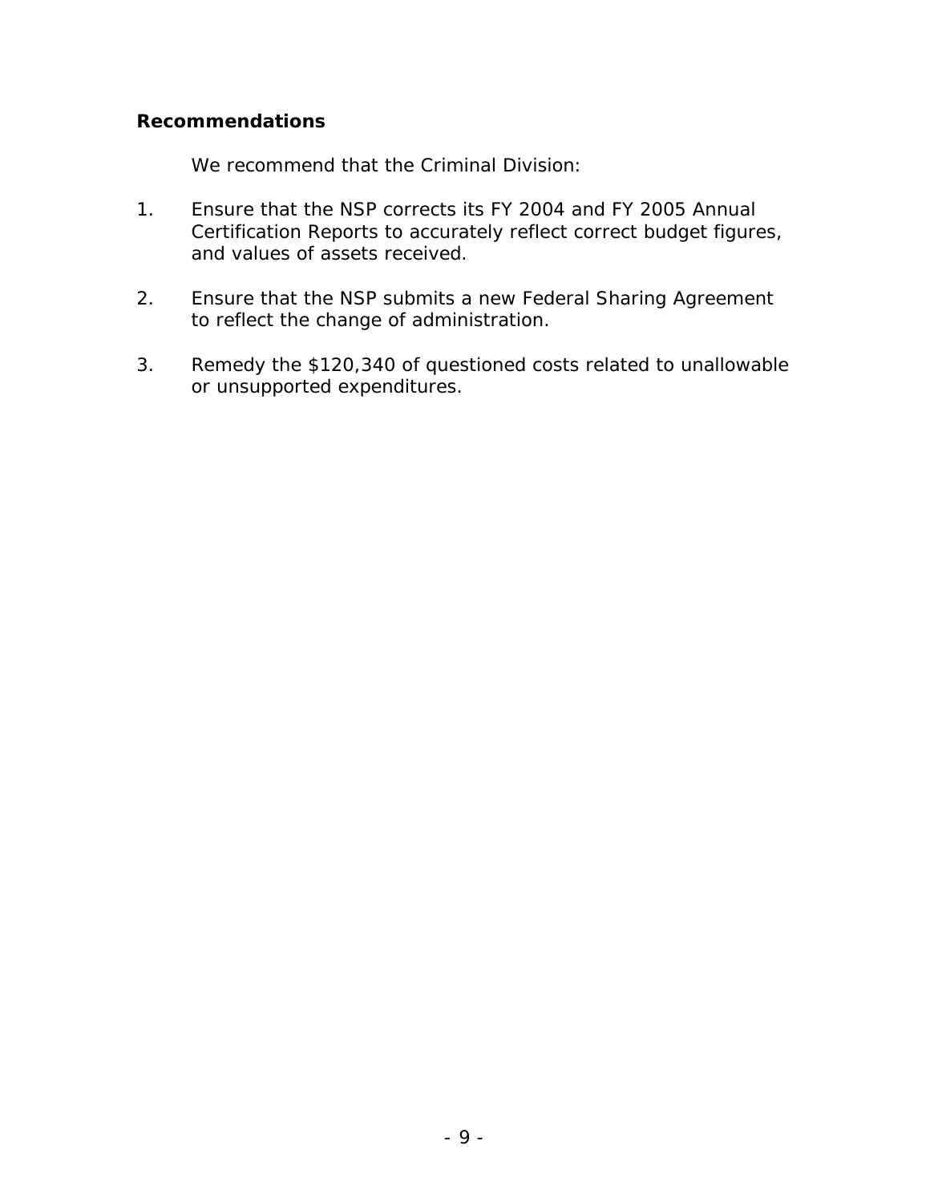### Recommendations

We recommend that the Criminal Division:

1. Ensure that the NSP corrects its FY 2004 and FY 2005 Annual Certification Reports to accurately reflect correct budget figures, and values of assets received.

2. Ensure that the NSP submits a new Federal Sharing Agreement to reflect the change of administration.

3. Remedy the $120,340 of questioned costs related to unallowable or unsupported expenditures.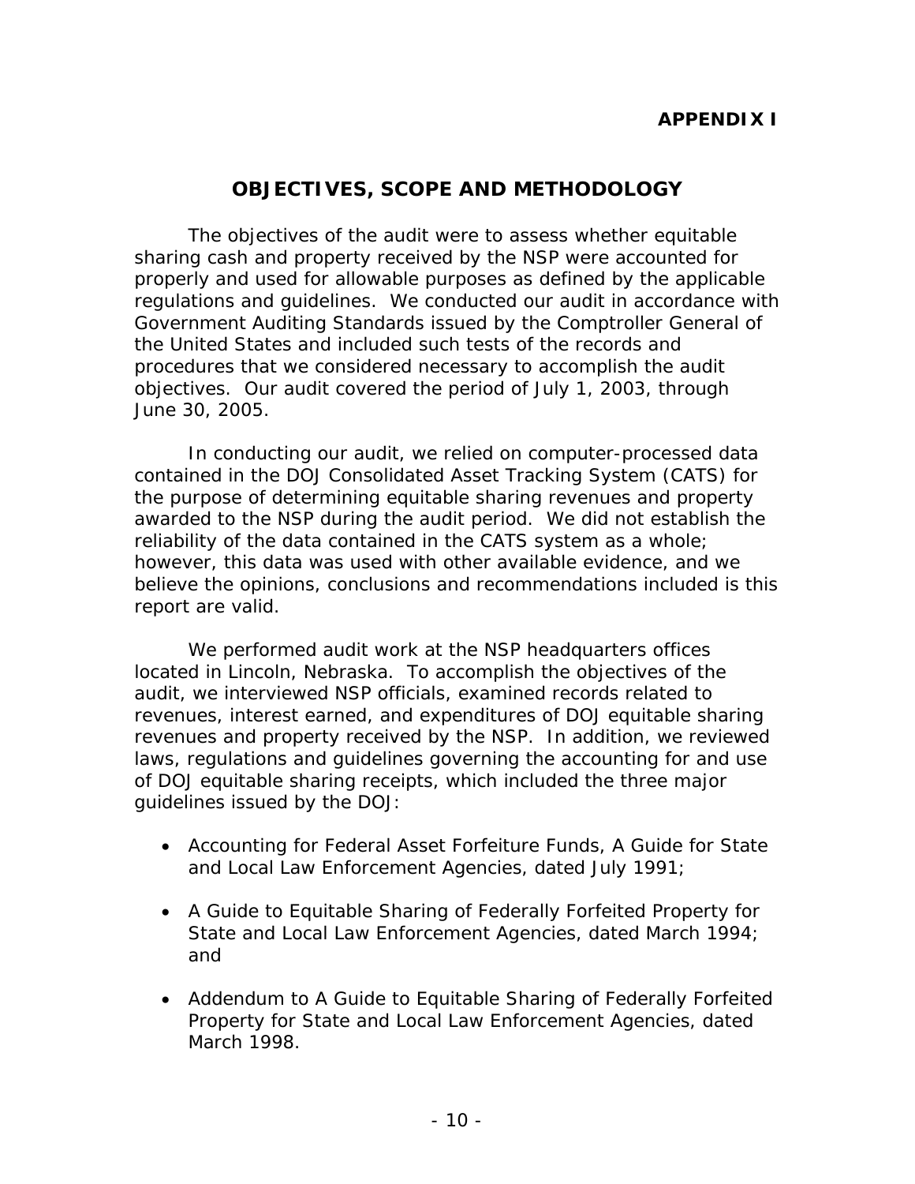**APPENDIX I**

## OBJECTIVES, SCOPE AND METHODOLOGY

The objectives of the audit were to assess whether equitable sharing cash and property received by the NSP were accounted for properly and used for allowable purposes as defined by the applicable regulations and guidelines. We conducted our audit in accordance with Government Auditing Standards issued by the Comptroller General of the United States and included such tests of the records and procedures that we considered necessary to accomplish the audit objectives. Our audit covered the period of July 1, 2003, through June 30, 2005.

In conducting our audit, we relied on computer-processed data contained in the DOJ Consolidated Asset Tracking System (CATS) for the purpose of determining equitable sharing revenues and property awarded to the NSP during the audit period. We did not establish the reliability of the data contained in the CATS system as a whole; however, this data was used with other available evidence, and we believe the opinions, conclusions and recommendations included is this report are valid.

We performed audit work at the NSP headquarters offices located in Lincoln, Nebraska. To accomplish the objectives of the audit, we interviewed NSP officials, examined records related to revenues, interest earned, and expenditures of DOJ equitable sharing revenues and property received by the NSP. In addition, we reviewed laws, regulations and guidelines governing the accounting for and use of DOJ equitable sharing receipts, which included the three major guidelines issued by the DOJ:

- Accounting for Federal Asset Forfeiture Funds, A Guide for State and Local Law Enforcement Agencies, dated July 1991;
- A Guide to Equitable Sharing of Federally Forfeited Property for State and Local Law Enforcement Agencies, dated March 1994; and
- Addendum to A Guide to Equitable Sharing of Federally Forfeited Property for State and Local Law Enforcement Agencies, dated March 1998.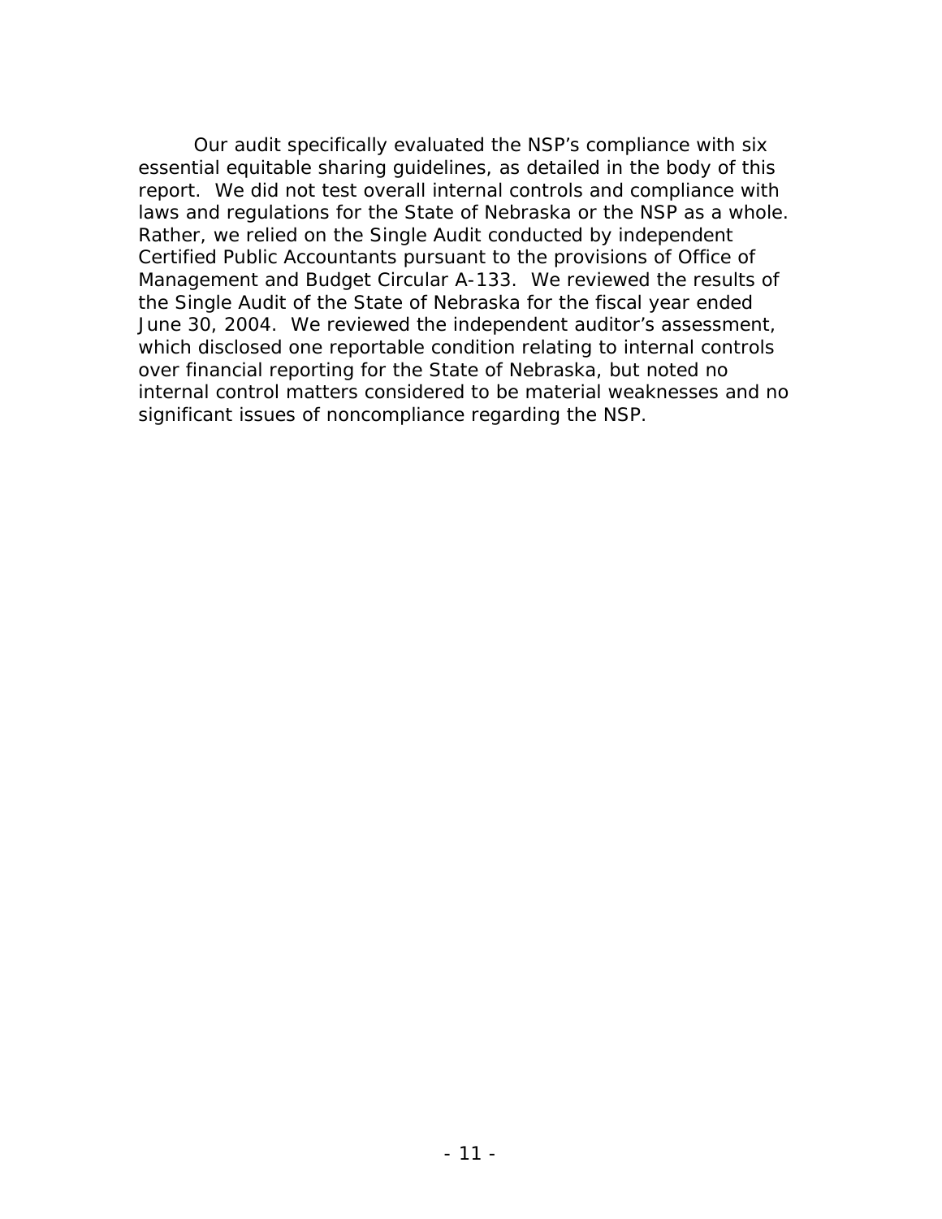Our audit specifically evaluated the NSP's compliance with six essential equitable sharing guidelines, as detailed in the body of this report. We did not test overall internal controls and compliance with laws and regulations for the State of Nebraska or the NSP as a whole. Rather, we relied on the Single Audit conducted by independent Certified Public Accountants pursuant to the provisions of Office of Management and Budget Circular A-133. We reviewed the results of the Single Audit of the State of Nebraska for the fiscal year ended June 30, 2004. We reviewed the independent auditor's assessment, which disclosed one reportable condition relating to internal controls over financial reporting for the State of Nebraska, but noted no internal control matters considered to be material weaknesses and no significant issues of noncompliance regarding the NSP.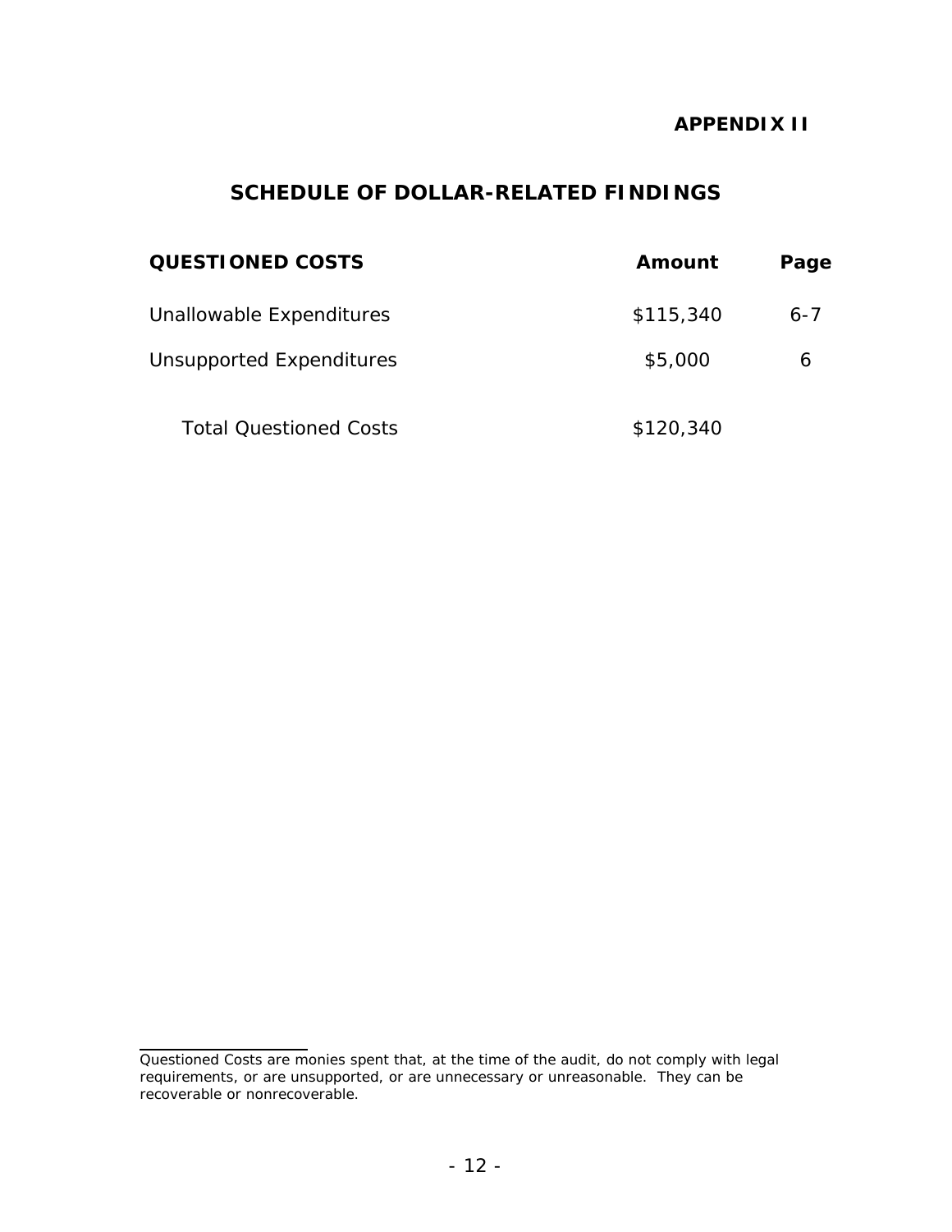**APPENDIX II**

## SCHEDULE OF DOLLAR-RELATED FINDINGS

| QUESTIONED COSTS | Amount | Page |
|---|---|---|
| Unallowable Expenditures | $115,340 | 6-7 |
| Unsupported Expenditures | $5,000 | 6 |
| Total Questioned Costs | $120,340 | |

---

Questioned Costs are monies spent that, at the time of the audit, do not comply with legal requirements, or are unsupported, or are unnecessary or unreasonable. They can be recoverable or nonrecoverable.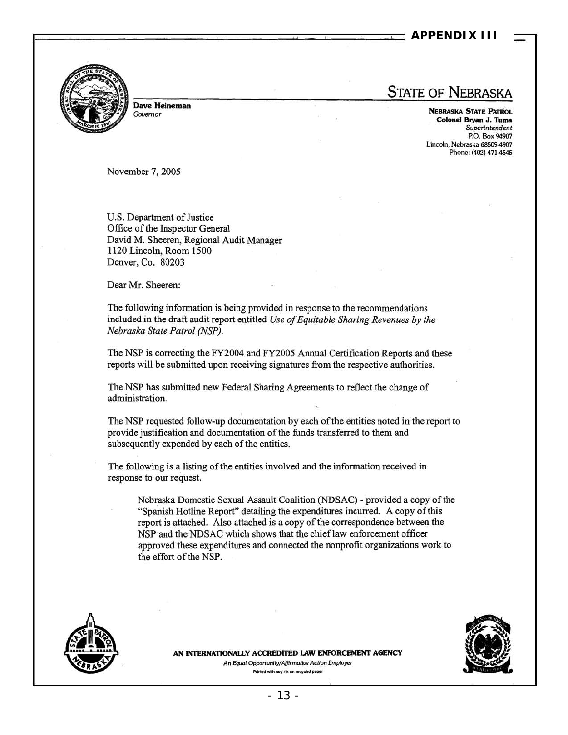**APPENDIX III**

**Dave Heineman**
*Governor*

# STATE OF NEBRASKA

**NEBRASKA STATE PATROL**
**Colonel Bryan J. Tuma**
*Superintendent*
P.O. Box 94907
Lincoln, Nebraska 68509-4907
Phone: (402) 471-4545

November 7, 2005

U.S. Department of Justice
Office of the Inspector General
David M. Sheeren, Regional Audit Manager
1120 Lincoln, Room 1500
Denver, Co. 80203

Dear Mr. Sheeren:

The following information is being provided in response to the recommendations included in the draft audit report entitled *Use of Equitable Sharing Revenues by the Nebraska State Patrol (NSP).*

The NSP is correcting the FY2004 and FY2005 Annual Certification Reports and these reports will be submitted upon receiving signatures from the respective authorities.

The NSP has submitted new Federal Sharing Agreements to reflect the change of administration.

The NSP requested follow-up documentation by each of the entities noted in the report to provide justification and documentation of the funds transferred to them and subsequently expended by each of the entities.

The following is a listing of the entities involved and the information received in response to our request.

> Nebraska Domestic Sexual Assault Coalition (NDSAC) - provided a copy of the "Spanish Hotline Report" detailing the expenditures incurred. A copy of this report is attached. Also attached is a copy of the correspondence between the NSP and the NDSAC which shows that the chief law enforcement officer approved these expenditures and connected the nonprofit organizations work to the effort of the NSP.

**AN INTERNATIONALLY ACCREDITED LAW ENFORCEMENT AGENCY**
*An Equal Opportunity/Affirmative Action Employer*
Printed with soy ink on recycled paper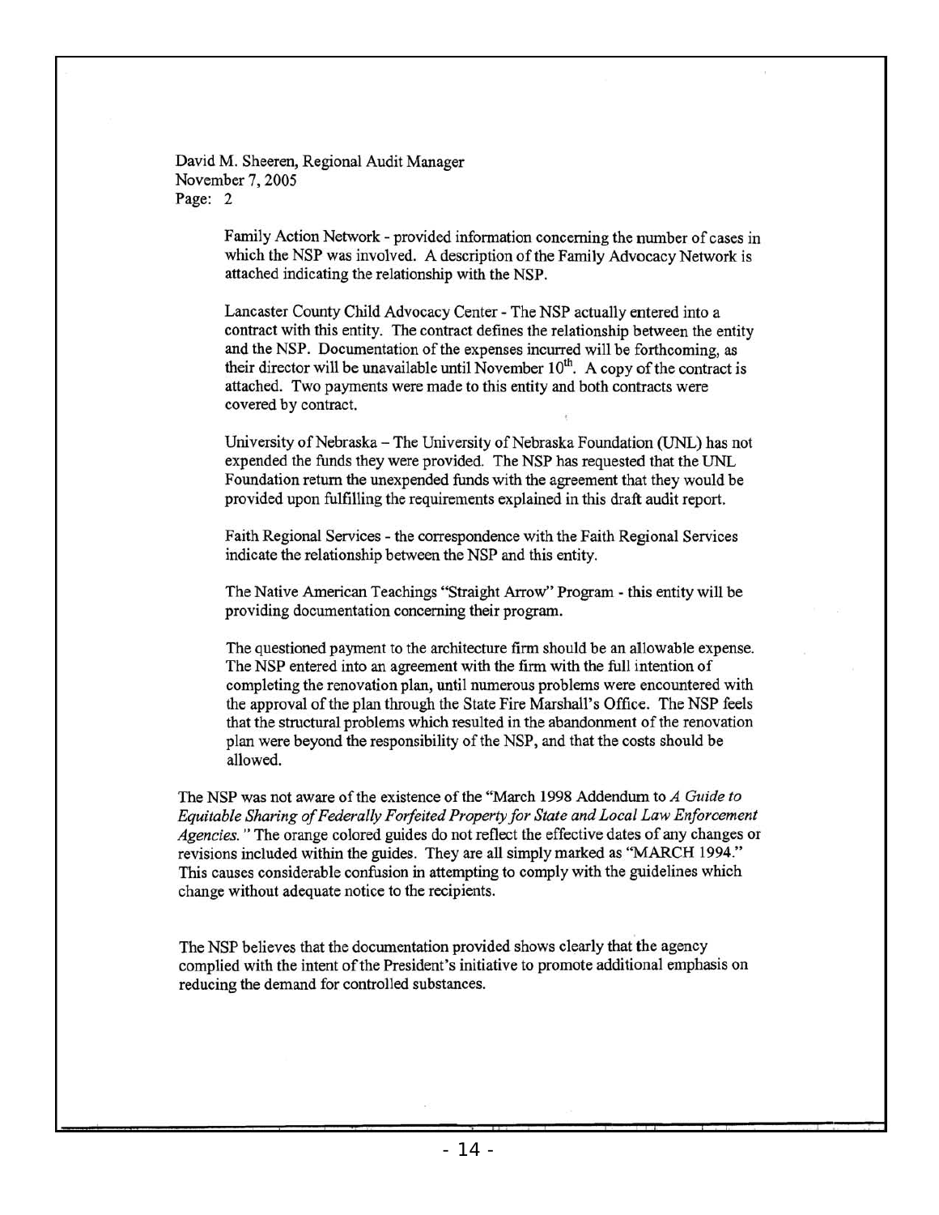David M. Sheeren, Regional Audit Manager
November 7, 2005
Page: 2

Family Action Network - provided information concerning the number of cases in which the NSP was involved. A description of the Family Advocacy Network is attached indicating the relationship with the NSP.

Lancaster County Child Advocacy Center - The NSP actually entered into a contract with this entity. The contract defines the relationship between the entity and the NSP. Documentation of the expenses incurred will be forthcoming, as their director will be unavailable until November $10^{th}$. A copy of the contract is attached. Two payments were made to this entity and both contracts were covered by contract.

University of Nebraska – The University of Nebraska Foundation (UNL) has not expended the funds they were provided. The NSP has requested that the UNL Foundation return the unexpended funds with the agreement that they would be provided upon fulfilling the requirements explained in this draft audit report.

Faith Regional Services - the correspondence with the Faith Regional Services indicate the relationship between the NSP and this entity.

The Native American Teachings "Straight Arrow" Program - this entity will be providing documentation concerning their program.

The questioned payment to the architecture firm should be an allowable expense. The NSP entered into an agreement with the firm with the full intention of completing the renovation plan, until numerous problems were encountered with the approval of the plan through the State Fire Marshall's Office. The NSP feels that the structural problems which resulted in the abandonment of the renovation plan were beyond the responsibility of the NSP, and that the costs should be allowed.

The NSP was not aware of the existence of the "March 1998 Addendum to *A Guide to Equitable Sharing of Federally Forfeited Property for State and Local Law Enforcement Agencies.*" The orange colored guides do not reflect the effective dates of any changes or revisions included within the guides. They are all simply marked as "MARCH 1994." This causes considerable confusion in attempting to comply with the guidelines which change without adequate notice to the recipients.

The NSP believes that the documentation provided shows clearly that the agency complied with the intent of the President's initiative to promote additional emphasis on reducing the demand for controlled substances.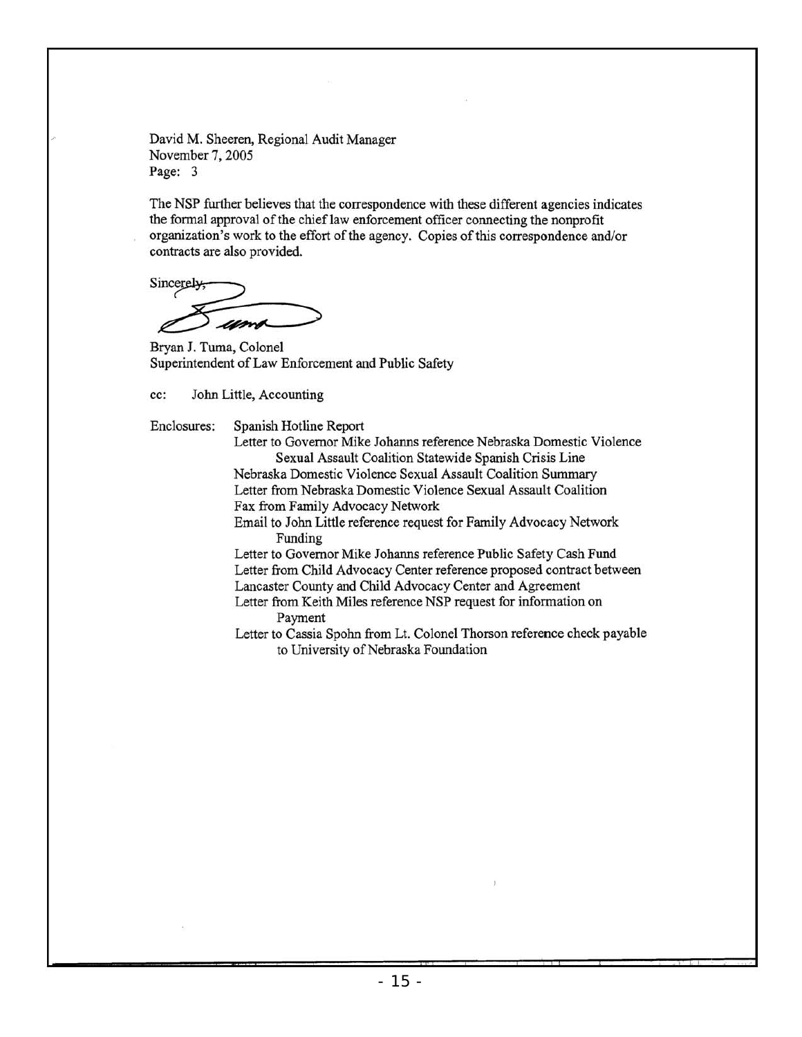David M. Sheeren, Regional Audit Manager
November 7, 2005
Page: 3

The NSP further believes that the correspondence with these different agencies indicates the formal approval of the chief law enforcement officer connecting the nonprofit organization's work to the effort of the agency. Copies of this correspondence and/or contracts are also provided.

Sincerely,

Bryan J. Tuma, Colonel
Superintendent of Law Enforcement and Public Safety

cc: John Little, Accounting

Enclosures:
- Spanish Hotline Report
- Letter to Governor Mike Johanns reference Nebraska Domestic Violence Sexual Assault Coalition Statewide Spanish Crisis Line
- Nebraska Domestic Violence Sexual Assault Coalition Summary
- Letter from Nebraska Domestic Violence Sexual Assault Coalition
- Fax from Family Advocacy Network
- Email to John Little reference request for Family Advocacy Network Funding
- Letter to Governor Mike Johanns reference Public Safety Cash Fund
- Letter from Child Advocacy Center reference proposed contract between Lancaster County and Child Advocacy Center and Agreement
- Letter from Keith Miles reference NSP request for information on Payment
- Letter to Cassia Spohn from Lt. Colonel Thorson reference check payable to University of Nebraska Foundation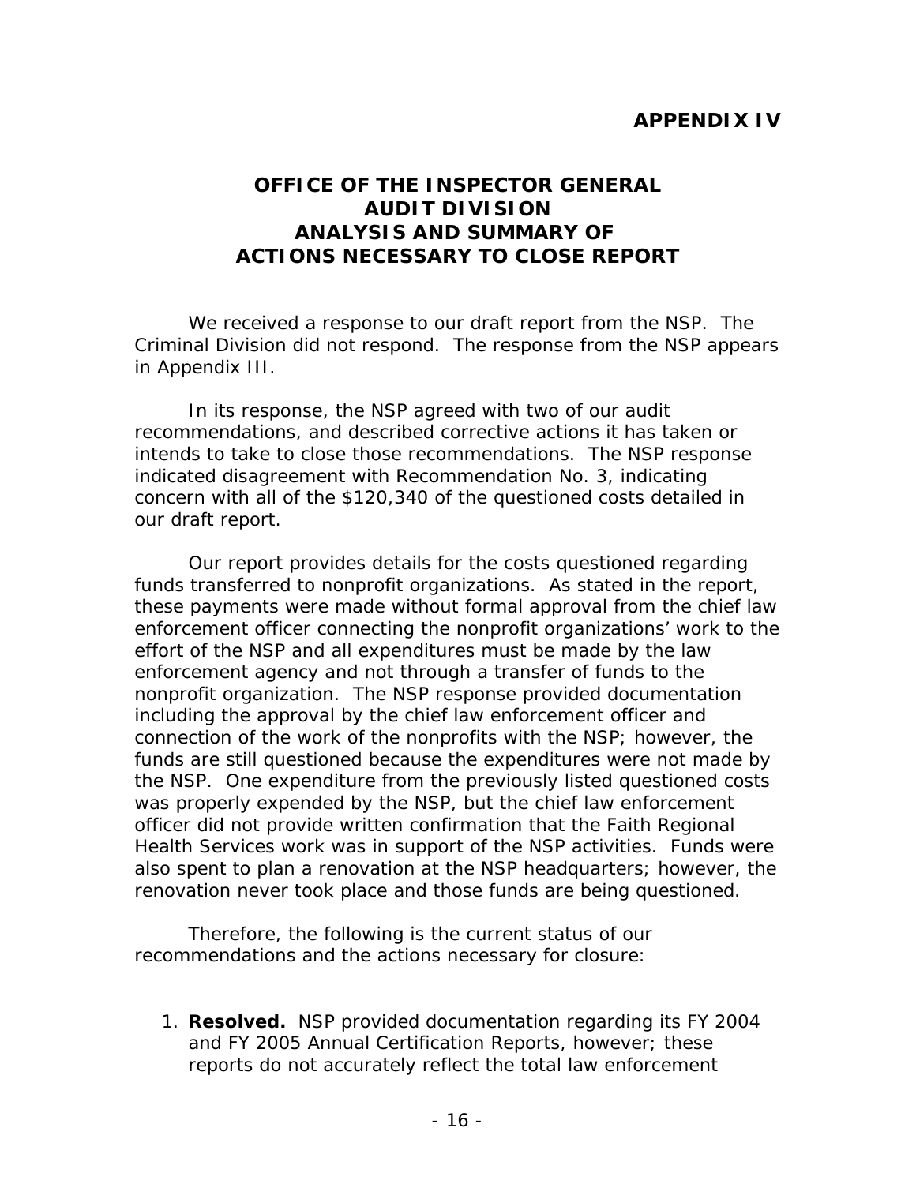## APPENDIX IV

# OFFICE OF THE INSPECTOR GENERAL AUDIT DIVISION ANALYSIS AND SUMMARY OF ACTIONS NECESSARY TO CLOSE REPORT

We received a response to our draft report from the NSP. The Criminal Division did not respond. The response from the NSP appears in Appendix III.

In its response, the NSP agreed with two of our audit recommendations, and described corrective actions it has taken or intends to take to close those recommendations. The NSP response indicated disagreement with Recommendation No. 3, indicating concern with all of the $120,340 of the questioned costs detailed in our draft report.

Our report provides details for the costs questioned regarding funds transferred to nonprofit organizations. As stated in the report, these payments were made without formal approval from the chief law enforcement officer connecting the nonprofit organizations' work to the effort of the NSP and all expenditures must be made by the law enforcement agency and not through a transfer of funds to the nonprofit organization. The NSP response provided documentation including the approval by the chief law enforcement officer and connection of the work of the nonprofits with the NSP; however, the funds are still questioned because the expenditures were not made by the NSP. One expenditure from the previously listed questioned costs was properly expended by the NSP, but the chief law enforcement officer did not provide written confirmation that the Faith Regional Health Services work was in support of the NSP activities. Funds were also spent to plan a renovation at the NSP headquarters; however, the renovation never took place and those funds are being questioned.

Therefore, the following is the current status of our recommendations and the actions necessary for closure:

1. **Resolved.** NSP provided documentation regarding its FY 2004 and FY 2005 Annual Certification Reports, however; these reports do not accurately reflect the total law enforcement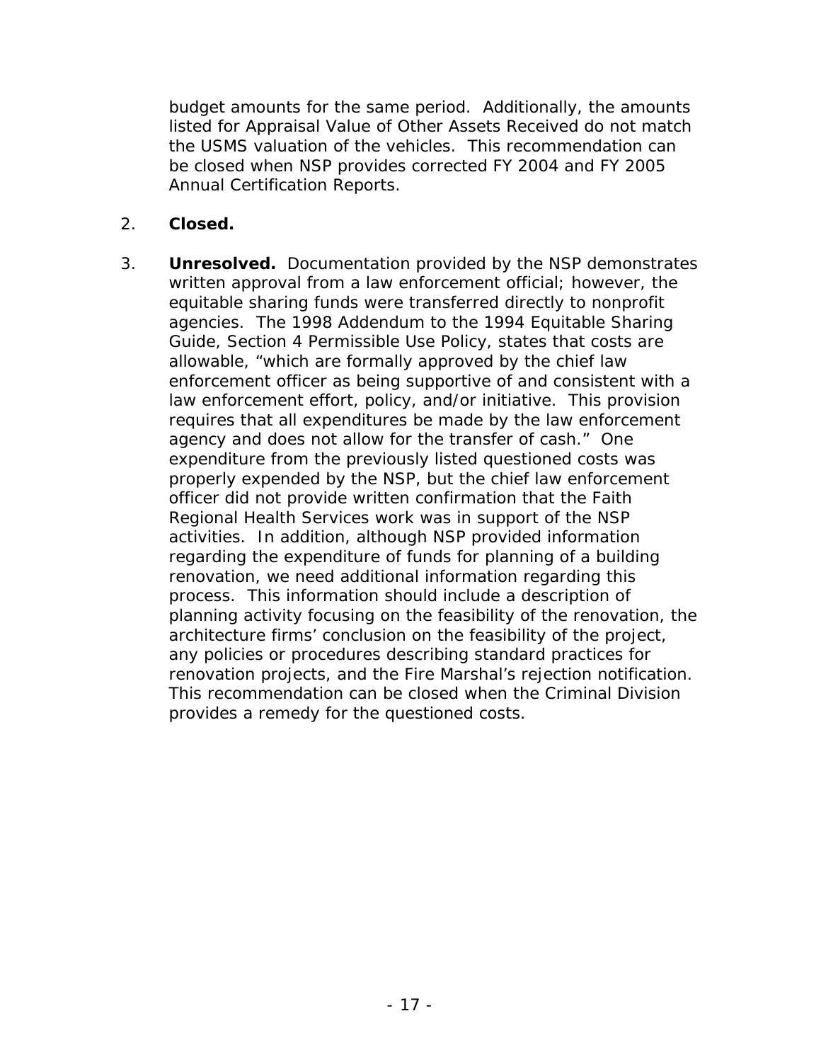budget amounts for the same period. Additionally, the amounts listed for Appraisal Value of Other Assets Received do not match the USMS valuation of the vehicles. This recommendation can be closed when NSP provides corrected FY 2004 and FY 2005 Annual Certification Reports.

2. **Closed.**

3. **Unresolved.** Documentation provided by the NSP demonstrates written approval from a law enforcement official; however, the equitable sharing funds were transferred directly to nonprofit agencies. The 1998 Addendum to the 1994 Equitable Sharing Guide, Section 4 Permissible Use Policy, states that costs are allowable, "which are formally approved by the chief law enforcement officer as being supportive of and consistent with a law enforcement effort, policy, and/or initiative. This provision requires that all expenditures be made by the law enforcement agency and does not allow for the transfer of cash." One expenditure from the previously listed questioned costs was properly expended by the NSP, but the chief law enforcement officer did not provide written confirmation that the Faith Regional Health Services work was in support of the NSP activities. In addition, although NSP provided information regarding the expenditure of funds for planning of a building renovation, we need additional information regarding this process. This information should include a description of planning activity focusing on the feasibility of the renovation, the architecture firms' conclusion on the feasibility of the project, any policies or procedures describing standard practices for renovation projects, and the Fire Marshal's rejection notification. This recommendation can be closed when the Criminal Division provides a remedy for the questioned costs.